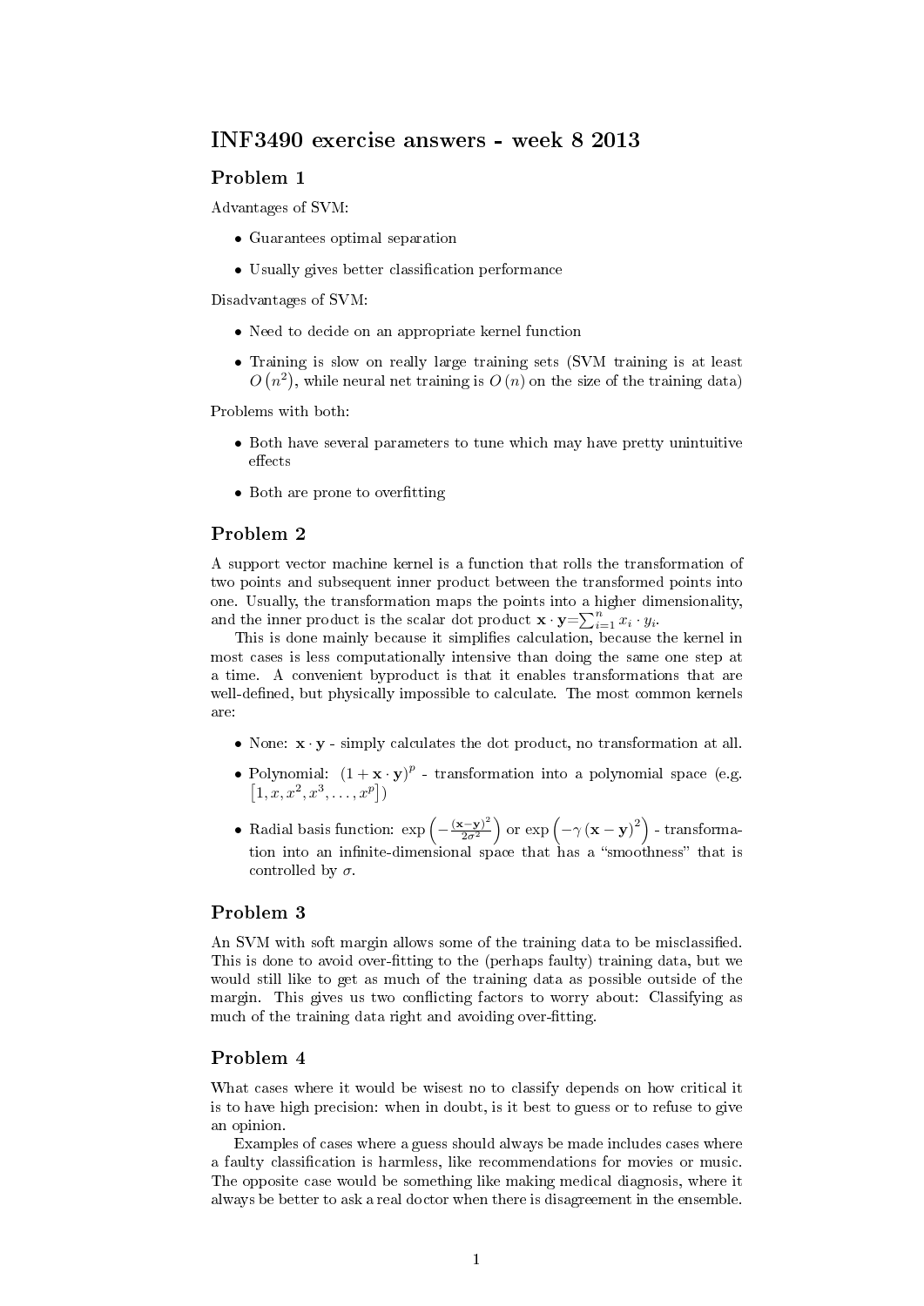# INF3490 exercise answers - week 8 2013

## Problem 1

Advantages of SVM:

- Guarantees optimal separation
- Usually gives better classification performance

Disadvantages of SVM:

- Need to decide on an appropriate kernel function
- Training is slow on really large training sets (SVM training is at least $O(n^2)$, while neural net training is $O(n)$ on the size of the training data)

Problems with both:

- Both have several parameters to tune which may have pretty unintuitive effects
- Both are prone to overfitting

## Problem 2

A support vector machine kernel is a function that rolls the transformation of two points and subsequent inner product between the transformed points into one. Usually, the transformation maps the points into a higher dimensionality, and the inner product is the scalar dot product $\mathbf{x} \cdot \mathbf{y} = \sum_{i=1}^{n} x_i \cdot y_i$.

This is done mainly because it simplifies calculation, because the kernel in most cases is less computationally intensive than doing the same one step at a time. A convenient byproduct is that it enables transformations that are well-defined, but physically impossible to calculate. The most common kernels are:

- None: $\mathbf{x} \cdot \mathbf{y}$ - simply calculates the dot product, no transformation at all.
- Polynomial: $(1 + \mathbf{x} \cdot \mathbf{y})^p$ - transformation into a polynomial space (e.g. $[1, x, x^2, x^3, \ldots, x^p]$)
- Radial basis function: $\exp\left(-\frac{(\mathbf{x}-\mathbf{y})^2}{2\sigma^2}\right)$ or $\exp\left(-\gamma (\mathbf{x}-\mathbf{y})^2\right)$ - transformation into an infinite-dimensional space that has a "smoothness" that is controlled by $\sigma$.

## Problem 3

An SVM with soft margin allows some of the training data to be misclassified. This is done to avoid over-fitting to the (perhaps faulty) training data, but we would still like to get as much of the training data as possible outside of the margin. This gives us two conflicting factors to worry about: Classifying as much of the training data right and avoiding over-fitting.

## Problem 4

What cases where it would be wisest no to classify depends on how critical it is to have high precision: when in doubt, is it best to guess or to refuse to give an opinion.

Examples of cases where a guess should always be made includes cases where a faulty classification is harmless, like recommendations for movies or music. The opposite case would be something like making medical diagnosis, where it always be better to ask a real doctor when there is disagreement in the ensemble.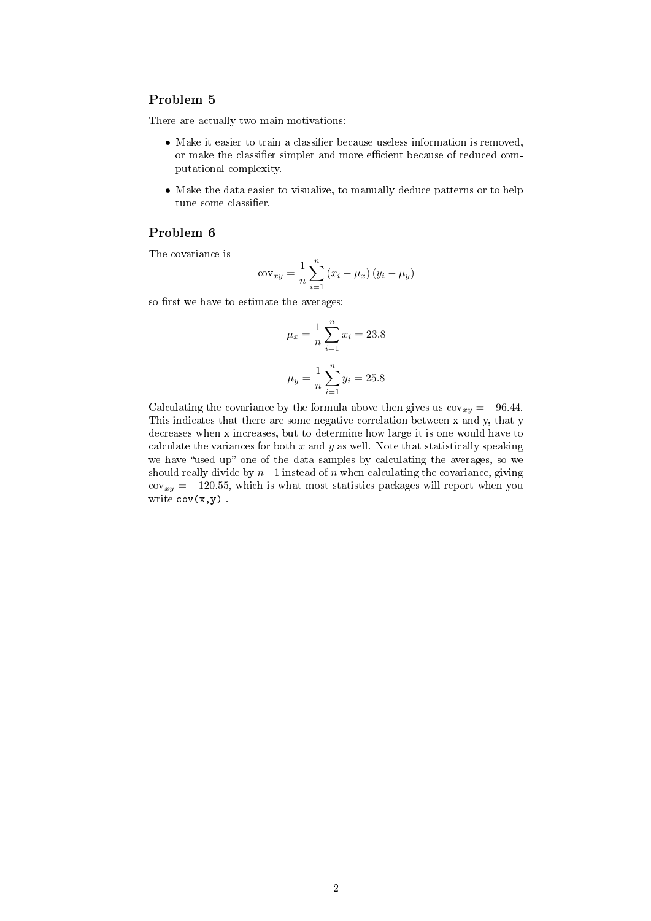## Problem 5

There are actually two main motivations:

- Make it easier to train a classifier because useless information is removed, or make the classifier simpler and more efficient because of reduced computational complexity.
- Make the data easier to visualize, to manually deduce patterns or to help tune some classifier.

## Problem 6

The covariance is

$$\text{cov}_{xy} = \frac{1}{n} \sum_{i=1}^{n} (x_i - \mu_x)(y_i - \mu_y)$$

so first we have to estimate the averages:

$$\mu_x = \frac{1}{n} \sum_{i=1}^{n} x_i = 23.8$$

$$\mu_y = \frac{1}{n} \sum_{i=1}^{n} y_i = 25.8$$

Calculating the covariance by the formula above then gives us $\text{cov}_{xy} = -96.44$. This indicates that there are some negative correlation between x and y, that y decreases when x increases, but to determine how large it is one would have to calculate the variances for both $x$ and $y$ as well. Note that statistically speaking we have "used up" one of the data samples by calculating the averages, so we should really divide by $n-1$ instead of $n$ when calculating the covariance, giving $\text{cov}_{xy} = -120.55$, which is what most statistics packages will report when you write `cov(x,y)` .